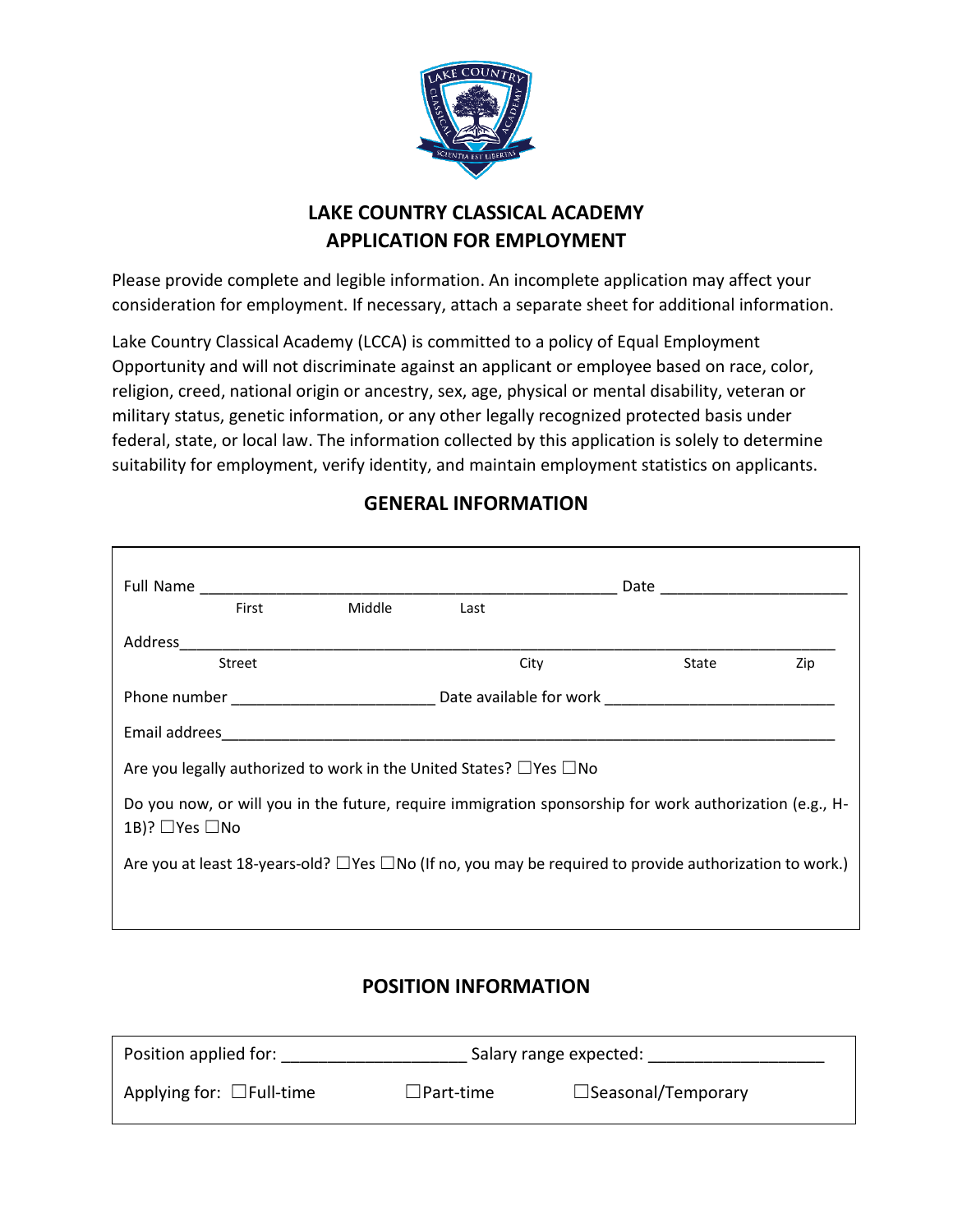# LAKE COUNTRY CLASSICAL ACADEMY
# APPLICATION FOR EMPLOYMENT

Please provide complete and legible information. An incomplete application may affect your consideration for employment. If necessary, attach a separate sheet for additional information.

Lake Country Classical Academy (LCCA) is committed to a policy of Equal Employment Opportunity and will not discriminate against an applicant or employee based on race, color, religion, creed, national origin or ancestry, sex, age, physical or mental disability, veteran or military status, genetic information, or any other legally recognized protected basis under federal, state, or local law. The information collected by this application is solely to determine suitability for employment, verify identity, and maintain employment statistics on applicants.

## GENERAL INFORMATION

Full Name ______________________________________________ Date ____________________

First Middle Last

Address_____________________________________________________________________

Street City State Zip

Phone number ______________________ Date available for work ________________________

Email addrees_________________________________________________________________

Are you legally authorized to work in the United States? ☐Yes ☐No

Do you now, or will you in the future, require immigration sponsorship for work authorization (e.g., H-1B)? ☐Yes ☐No

Are you at least 18-years-old? ☐Yes ☐No (If no, you may be required to provide authorization to work.)

## POSITION INFORMATION

Position applied for: ___________________ Salary range expected: ___________________

Applying for: ☐Full-time ☐Part-time ☐Seasonal/Temporary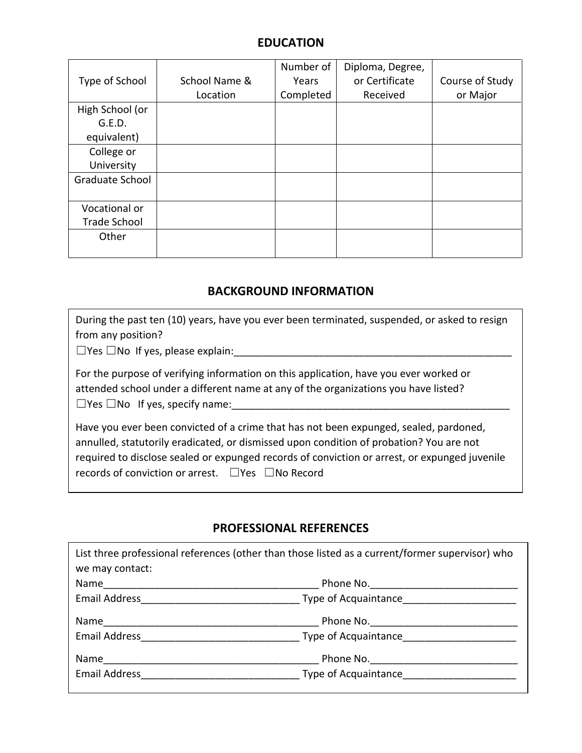## EDUCATION

| Type of School | School Name & Location | Number of Years Completed | Diploma, Degree, or Certificate Received | Course of Study or Major |
|---|---|---|---|---|
| High School (or G.E.D. equivalent) | | | | |
| College or University | | | | |
| Graduate School | | | | |
| Vocational or Trade School | | | | |
| Other | | | | |

## BACKGROUND INFORMATION

During the past ten (10) years, have you ever been terminated, suspended, or asked to resign from any position?
☐Yes ☐No If yes, please explain:___________________________________________________

For the purpose of verifying information on this application, have you ever worked or attended school under a different name at any of the organizations you have listed?
☐Yes ☐No If yes, specify name:____________________________________________________

Have you ever been convicted of a crime that has not been expunged, sealed, pardoned, annulled, statutorily eradicated, or dismissed upon condition of probation? You are not required to disclose sealed or expunged records of conviction or arrest, or expunged juvenile records of conviction or arrest. ☐Yes ☐No Record

## PROFESSIONAL REFERENCES

List three professional references (other than those listed as a current/former supervisor) who we may contact:

Name_______________________________________ Phone No.__________________________
Email Address____________________________ Type of Acquaintance____________________

Name_______________________________________ Phone No.__________________________
Email Address____________________________ Type of Acquaintance____________________

Name_______________________________________ Phone No.__________________________
Email Address____________________________ Type of Acquaintance____________________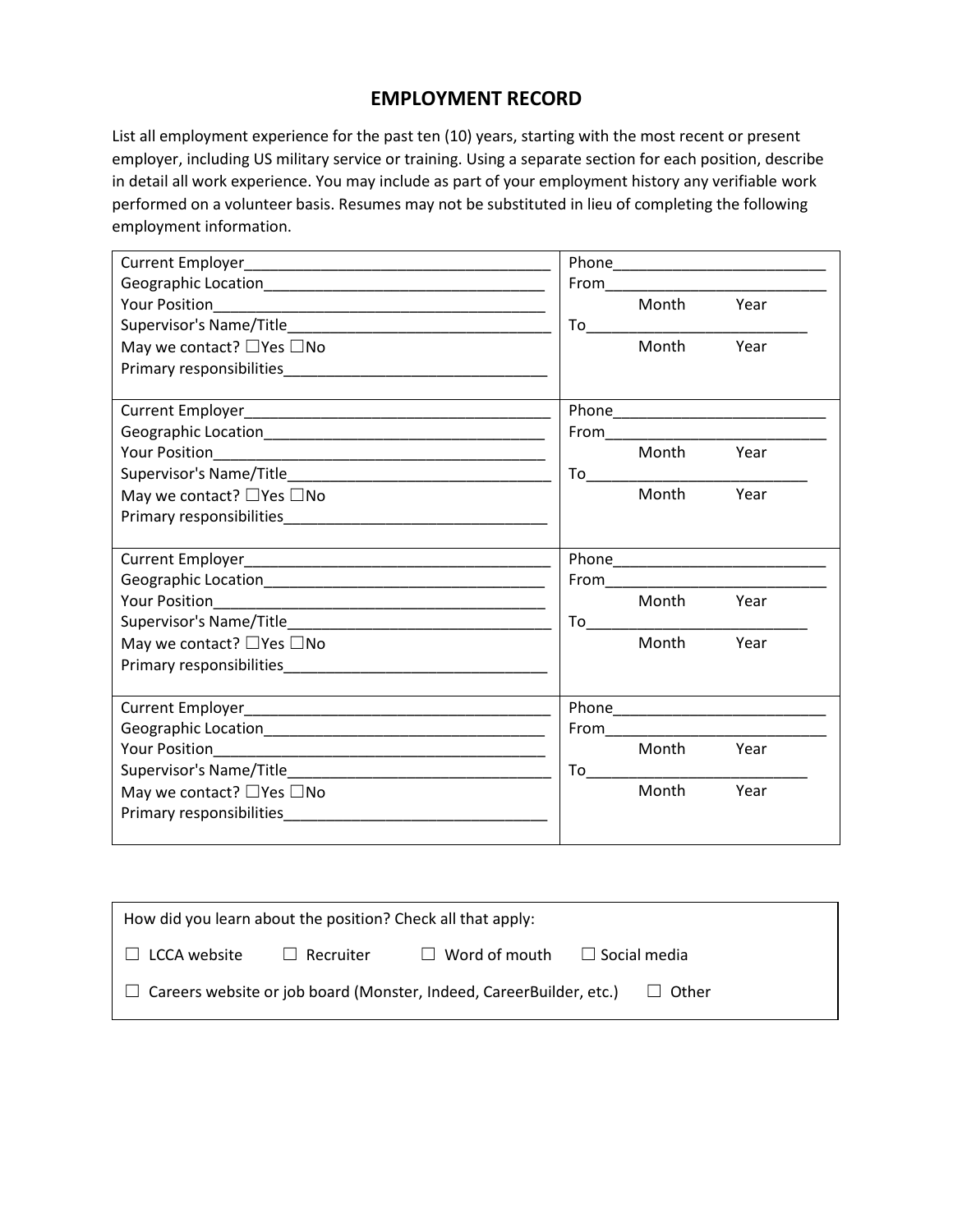## EMPLOYMENT RECORD

List all employment experience for the past ten (10) years, starting with the most recent or present employer, including US military service or training. Using a separate section for each position, describe in detail all work experience. You may include as part of your employment history any verifiable work performed on a volunteer basis. Resumes may not be substituted in lieu of completing the following employment information.

| | |
|---|---|
| Current Employer_____________________________________<br>Geographic Location__________________________________<br>Your Position________________________________________<br>Supervisor's Name/Title________________________________<br>May we contact? ☐Yes ☐No<br>Primary responsibilities_______________________________ | Phone_________________________<br>From__________________________<br>Month Year<br>To___________________________<br>Month Year |
| Current Employer_____________________________________<br>Geographic Location__________________________________<br>Your Position________________________________________<br>Supervisor's Name/Title________________________________<br>May we contact? ☐Yes ☐No<br>Primary responsibilities_______________________________ | Phone_________________________<br>From__________________________<br>Month Year<br>To___________________________<br>Month Year |
| Current Employer_____________________________________<br>Geographic Location__________________________________<br>Your Position________________________________________<br>Supervisor's Name/Title________________________________<br>May we contact? ☐Yes ☐No<br>Primary responsibilities_______________________________ | Phone_________________________<br>From__________________________<br>Month Year<br>To___________________________<br>Month Year |
| Current Employer_____________________________________<br>Geographic Location__________________________________<br>Your Position________________________________________<br>Supervisor's Name/Title________________________________<br>May we contact? ☐Yes ☐No<br>Primary responsibilities_______________________________ | Phone_________________________<br>From__________________________<br>Month Year<br>To___________________________<br>Month Year |

How did you learn about the position? Check all that apply:

☐ LCCA website ☐ Recruiter ☐ Word of mouth ☐ Social media

☐ Careers website or job board (Monster, Indeed, CareerBuilder, etc.) ☐ Other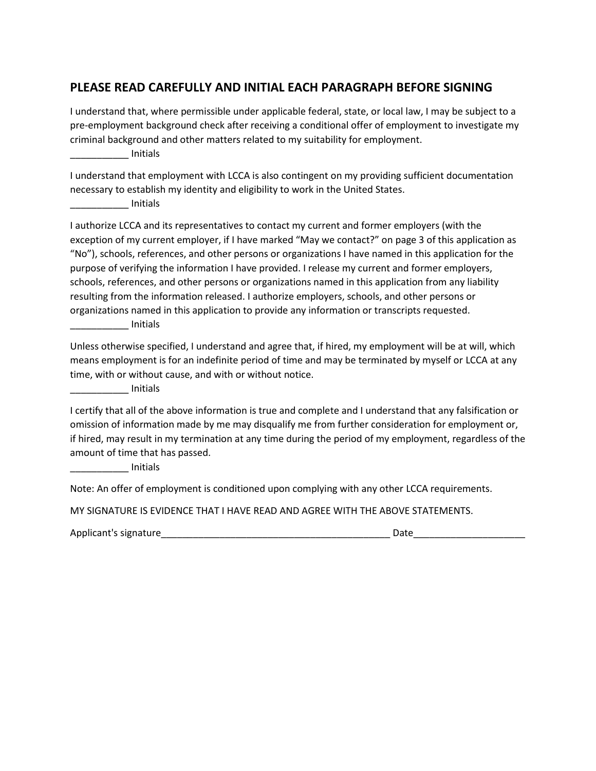## PLEASE READ CAREFULLY AND INITIAL EACH PARAGRAPH BEFORE SIGNING

I understand that, where permissible under applicable federal, state, or local law, I may be subject to a pre-employment background check after receiving a conditional offer of employment to investigate my criminal background and other matters related to my suitability for employment.
___________ Initials

I understand that employment with LCCA is also contingent on my providing sufficient documentation necessary to establish my identity and eligibility to work in the United States.
___________ Initials

I authorize LCCA and its representatives to contact my current and former employers (with the exception of my current employer, if I have marked "May we contact?" on page 3 of this application as "No"), schools, references, and other persons or organizations I have named in this application for the purpose of verifying the information I have provided. I release my current and former employers, schools, references, and other persons or organizations named in this application from any liability resulting from the information released. I authorize employers, schools, and other persons or organizations named in this application to provide any information or transcripts requested.
___________ Initials

Unless otherwise specified, I understand and agree that, if hired, my employment will be at will, which means employment is for an indefinite period of time and may be terminated by myself or LCCA at any time, with or without cause, and with or without notice.
___________ Initials

I certify that all of the above information is true and complete and I understand that any falsification or omission of information made by me may disqualify me from further consideration for employment or, if hired, may result in my termination at any time during the period of my employment, regardless of the amount of time that has passed.
___________ Initials

Note: An offer of employment is conditioned upon complying with any other LCCA requirements.

MY SIGNATURE IS EVIDENCE THAT I HAVE READ AND AGREE WITH THE ABOVE STATEMENTS.

Applicant's signature____________________________________________ Date_____________________